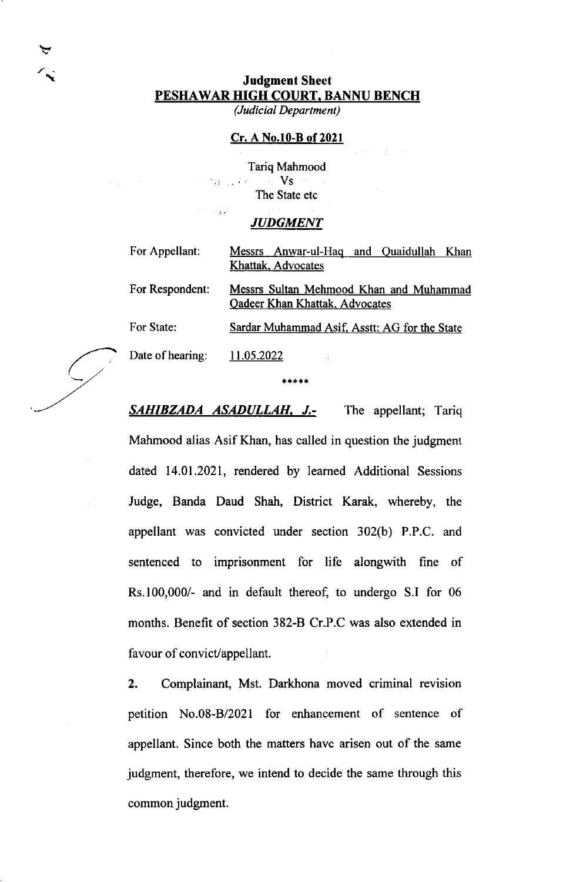**Judgment Sheet**
**PESHAWAR HIGH COURT, BANNU BENCH**
*(Judicial Department)*

**Cr. A No.10-B of 2021**

Tariq Mahmood
Vs
The State etc

***JUDGMENT***

| | |
|---|---|
| For Appellant: | Messrs Anwar-ul-Haq and Quaidullah Khan Khattak, Advocates |
| For Respondent: | Messrs Sultan Mehmood Khan and Muhammad Qadeer Khan Khattak, Advocates |
| For State: | Sardar Muhammad Asif, Asstt: AG for the State |
| Date of hearing: | 11.05.2022 |

\*\*\*\*\*

***SAHIBZADA ASADULLAH, J.-*** The appellant; Tariq Mahmood alias Asif Khan, has called in question the judgment dated 14.01.2021, rendered by learned Additional Sessions Judge, Banda Daud Shah, District Karak, whereby, the appellant was convicted under section 302(b) P.P.C. and sentenced to imprisonment for life alongwith fine of Rs.100,000/- and in default thereof, to undergo S.I for 06 months. Benefit of section 382-B Cr.P.C was also extended in favour of convict/appellant.

**2.** Complainant, Mst. Darkhona moved criminal revision petition No.08-B/2021 for enhancement of sentence of appellant. Since both the matters have arisen out of the same judgment, therefore, we intend to decide the same through this common judgment.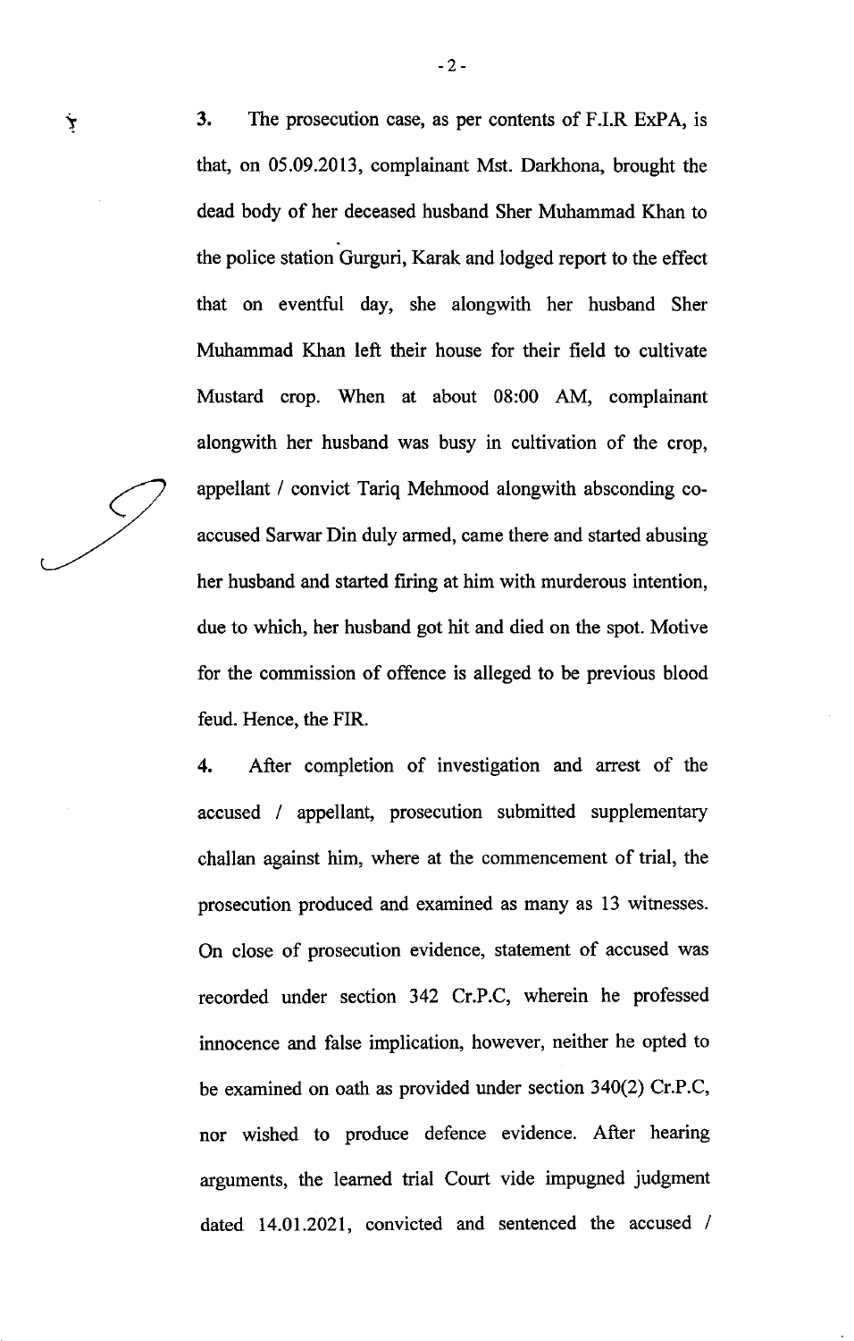3. The prosecution case, as per contents of F.I.R ExPA, is that, on 05.09.2013, complainant Mst. Darkhona, brought the dead body of her deceased husband Sher Muhammad Khan to the police station Gurguri, Karak and lodged report to the effect that on eventful day, she alongwith her husband Sher Muhammad Khan left their house for their field to cultivate Mustard crop. When at about 08:00 AM, complainant alongwith her husband was busy in cultivation of the crop, appellant / convict Tariq Mehmood alongwith absconding co-accused Sarwar Din duly armed, came there and started abusing her husband and started firing at him with murderous intention, due to which, her husband got hit and died on the spot. Motive for the commission of offence is alleged to be previous blood feud. Hence, the FIR.

4. After completion of investigation and arrest of the accused / appellant, prosecution submitted supplementary challan against him, where at the commencement of trial, the prosecution produced and examined as many as 13 witnesses. On close of prosecution evidence, statement of accused was recorded under section 342 Cr.P.C, wherein he professed innocence and false implication, however, neither he opted to be examined on oath as provided under section 340(2) Cr.P.C, nor wished to produce defence evidence. After hearing arguments, the learned trial Court vide impugned judgment dated 14.01.2021, convicted and sentenced the accused /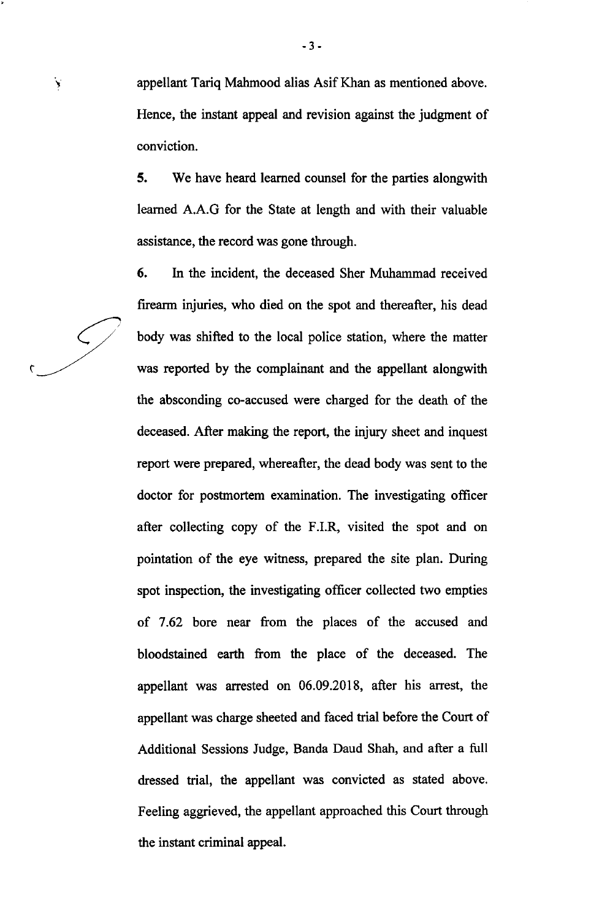appellant Tariq Mahmood alias Asif Khan as mentioned above. Hence, the instant appeal and revision against the judgment of conviction.

**5.** We have heard learned counsel for the parties alongwith learned A.A.G for the State at length and with their valuable assistance, the record was gone through.

**6.** In the incident, the deceased Sher Muhammad received firearm injuries, who died on the spot and thereafter, his dead body was shifted to the local police station, where the matter was reported by the complainant and the appellant alongwith the absconding co-accused were charged for the death of the deceased. After making the report, the injury sheet and inquest report were prepared, whereafter, the dead body was sent to the doctor for postmortem examination. The investigating officer after collecting copy of the F.I.R, visited the spot and on pointation of the eye witness, prepared the site plan. During spot inspection, the investigating officer collected two empties of 7.62 bore near from the places of the accused and bloodstained earth from the place of the deceased. The appellant was arrested on 06.09.2018, after his arrest, the appellant was charge sheeted and faced trial before the Court of Additional Sessions Judge, Banda Daud Shah, and after a full dressed trial, the appellant was convicted as stated above. Feeling aggrieved, the appellant approached this Court through the instant criminal appeal.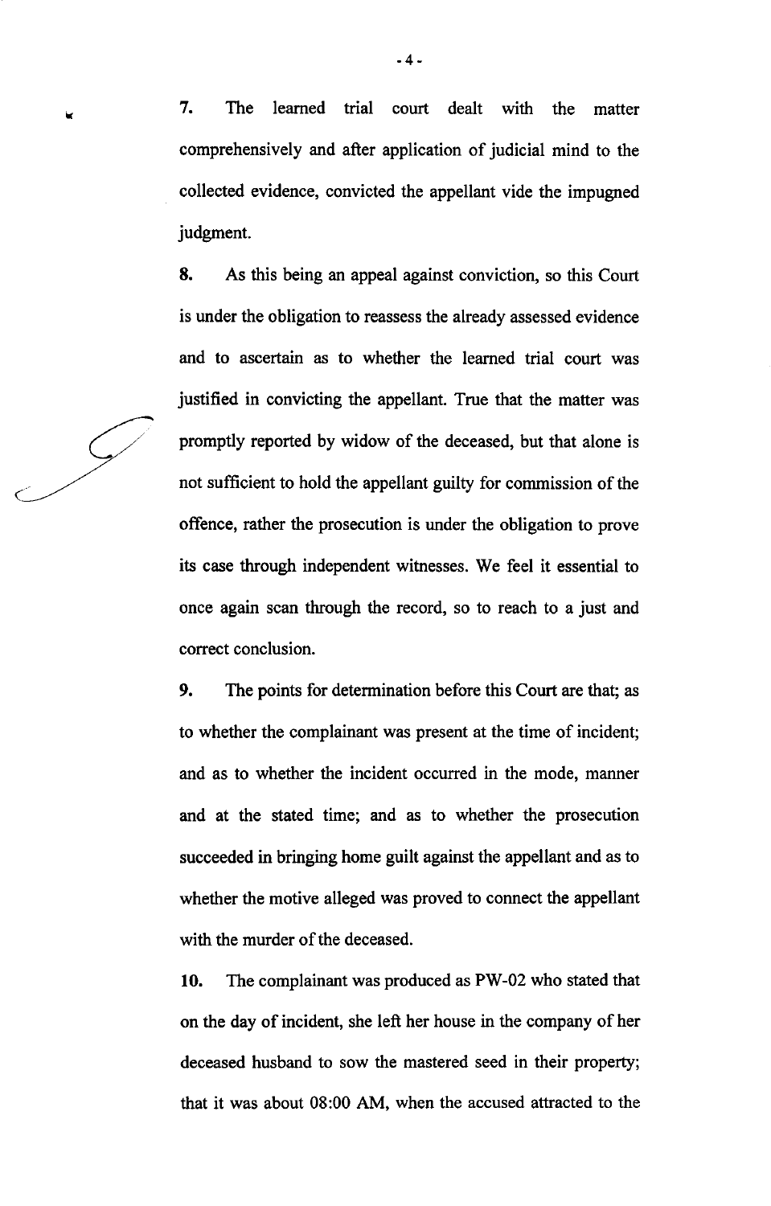**7.** The learned trial court dealt with the matter comprehensively and after application of judicial mind to the collected evidence, convicted the appellant vide the impugned judgment.

**8.** As this being an appeal against conviction, so this Court is under the obligation to reassess the already assessed evidence and to ascertain as to whether the learned trial court was justified in convicting the appellant. True that the matter was promptly reported by widow of the deceased, but that alone is not sufficient to hold the appellant guilty for commission of the offence, rather the prosecution is under the obligation to prove its case through independent witnesses. We feel it essential to once again scan through the record, so to reach to a just and correct conclusion.

**9.** The points for determination before this Court are that; as to whether the complainant was present at the time of incident; and as to whether the incident occurred in the mode, manner and at the stated time; and as to whether the prosecution succeeded in bringing home guilt against the appellant and as to whether the motive alleged was proved to connect the appellant with the murder of the deceased.

**10.** The complainant was produced as PW-02 who stated that on the day of incident, she left her house in the company of her deceased husband to sow the mastered seed in their property; that it was about 08:00 AM, when the accused attracted to the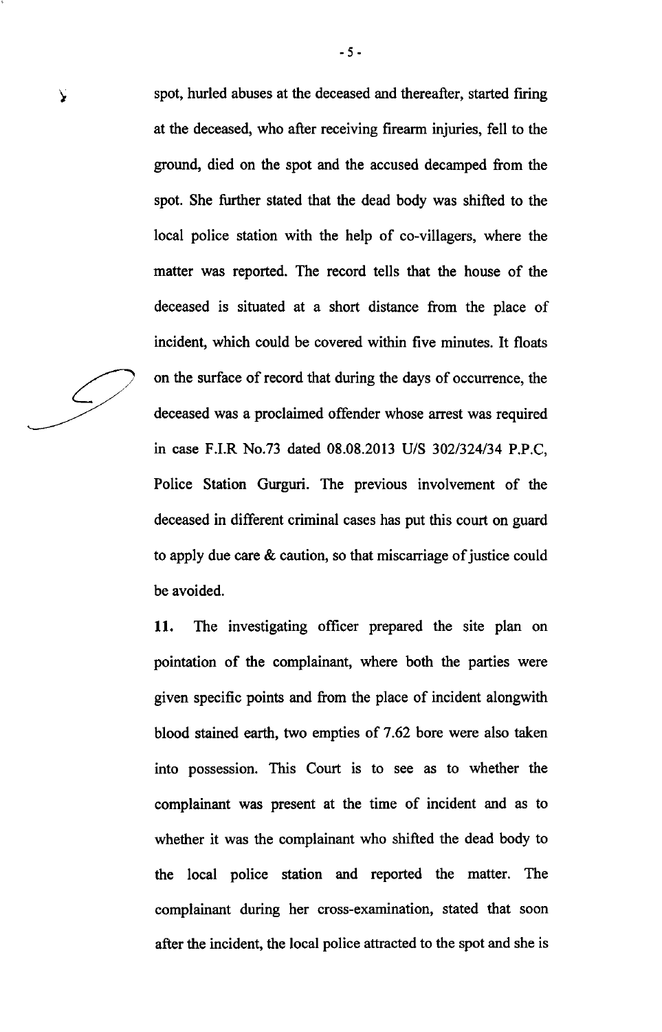spot, hurled abuses at the deceased and thereafter, started firing at the deceased, who after receiving firearm injuries, fell to the ground, died on the spot and the accused decamped from the spot. She further stated that the dead body was shifted to the local police station with the help of co-villagers, where the matter was reported. The record tells that the house of the deceased is situated at a short distance from the place of incident, which could be covered within five minutes. It floats on the surface of record that during the days of occurrence, the deceased was a proclaimed offender whose arrest was required in case F.I.R No.73 dated 08.08.2013 U/S 302/324/34 P.P.C, Police Station Gurguri. The previous involvement of the deceased in different criminal cases has put this court on guard to apply due care & caution, so that miscarriage of justice could be avoided.

**11.** The investigating officer prepared the site plan on pointation of the complainant, where both the parties were given specific points and from the place of incident alongwith blood stained earth, two empties of 7.62 bore were also taken into possession. This Court is to see as to whether the complainant was present at the time of incident and as to whether it was the complainant who shifted the dead body to the local police station and reported the matter. The complainant during her cross-examination, stated that soon after the incident, the local police attracted to the spot and she is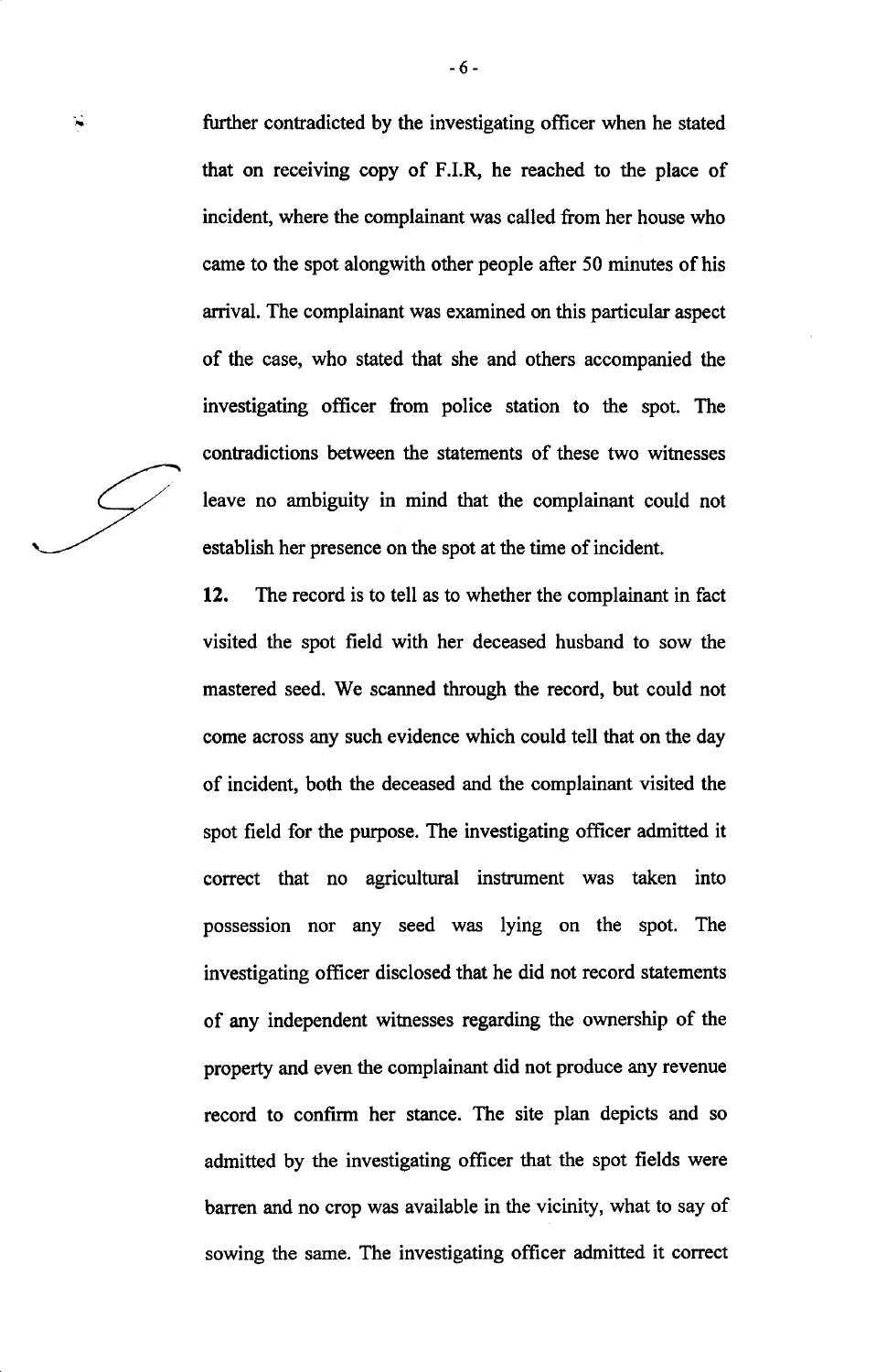further contradicted by the investigating officer when he stated that on receiving copy of F.I.R, he reached to the place of incident, where the complainant was called from her house who came to the spot alongwith other people after 50 minutes of his arrival. The complainant was examined on this particular aspect of the case, who stated that she and others accompanied the investigating officer from police station to the spot. The contradictions between the statements of these two witnesses leave no ambiguity in mind that the complainant could not establish her presence on the spot at the time of incident.

**12.** The record is to tell as to whether the complainant in fact visited the spot field with her deceased husband to sow the mastered seed. We scanned through the record, but could not come across any such evidence which could tell that on the day of incident, both the deceased and the complainant visited the spot field for the purpose. The investigating officer admitted it correct that no agricultural instrument was taken into possession nor any seed was lying on the spot. The investigating officer disclosed that he did not record statements of any independent witnesses regarding the ownership of the property and even the complainant did not produce any revenue record to confirm her stance. The site plan depicts and so admitted by the investigating officer that the spot fields were barren and no crop was available in the vicinity, what to say of sowing the same. The investigating officer admitted it correct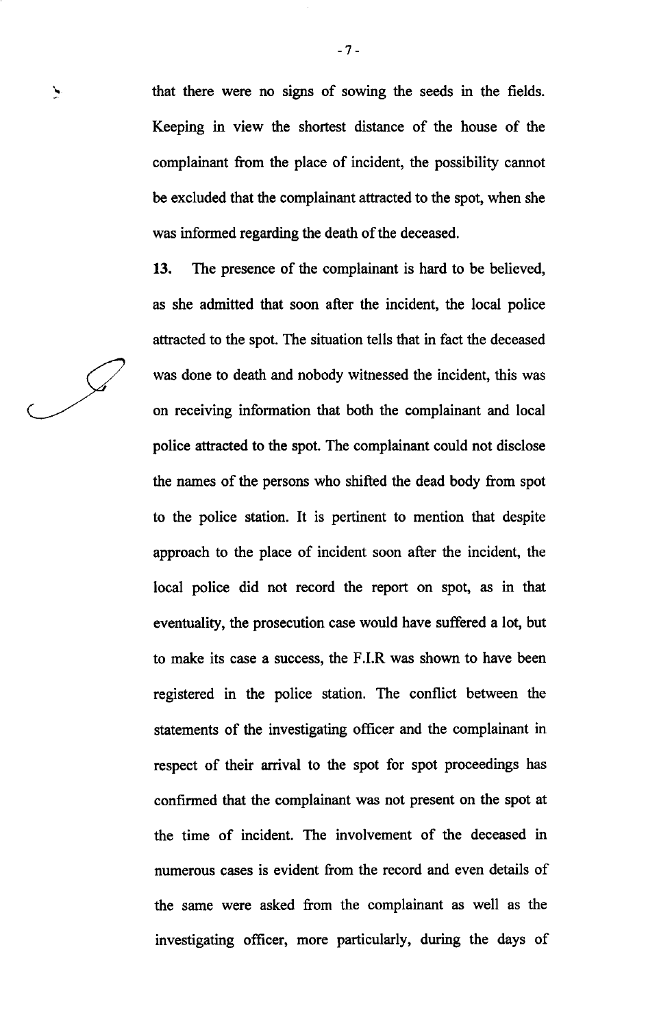that there were no signs of sowing the seeds in the fields. Keeping in view the shortest distance of the house of the complainant from the place of incident, the possibility cannot be excluded that the complainant attracted to the spot, when she was informed regarding the death of the deceased.

**13.** The presence of the complainant is hard to be believed, as she admitted that soon after the incident, the local police attracted to the spot. The situation tells that in fact the deceased was done to death and nobody witnessed the incident, this was on receiving information that both the complainant and local police attracted to the spot. The complainant could not disclose the names of the persons who shifted the dead body from spot to the police station. It is pertinent to mention that despite approach to the place of incident soon after the incident, the local police did not record the report on spot, as in that eventuality, the prosecution case would have suffered a lot, but to make its case a success, the F.I.R was shown to have been registered in the police station. The conflict between the statements of the investigating officer and the complainant in respect of their arrival to the spot for spot proceedings has confirmed that the complainant was not present on the spot at the time of incident. The involvement of the deceased in numerous cases is evident from the record and even details of the same were asked from the complainant as well as the investigating officer, more particularly, during the days of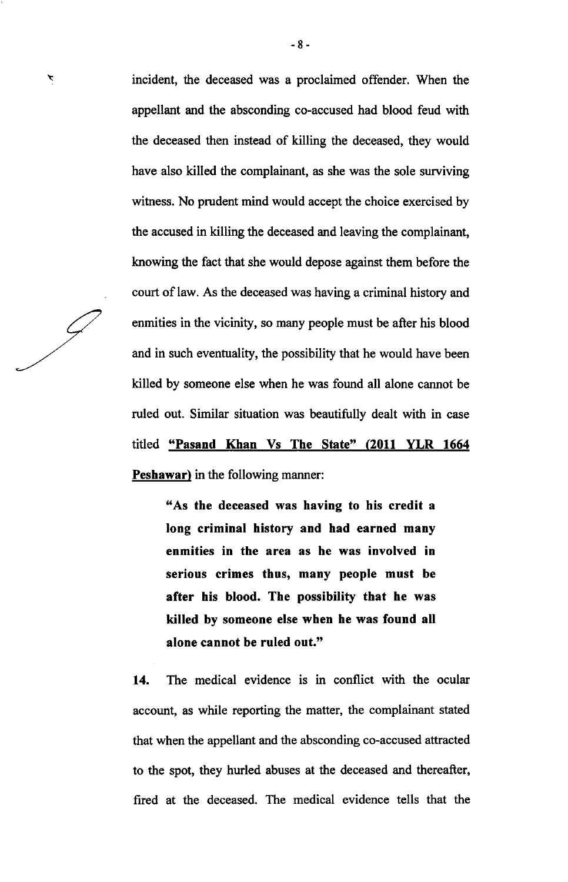incident, the deceased was a proclaimed offender. When the appellant and the absconding co-accused had blood feud with the deceased then instead of killing the deceased, they would have also killed the complainant, as she was the sole surviving witness. No prudent mind would accept the choice exercised by the accused in killing the deceased and leaving the complainant, knowing the fact that she would depose against them before the court of law. As the deceased was having a criminal history and enmities in the vicinity, so many people must be after his blood and in such eventuality, the possibility that he would have been killed by someone else when he was found all alone cannot be ruled out. Similar situation was beautifully dealt with in case titled **"Pasand Khan Vs The State" (2011 YLR 1664 Peshawar)** in the following manner:

> **"As the deceased was having to his credit a long criminal history and had earned many enmities in the area as he was involved in serious crimes thus, many people must be after his blood. The possibility that he was killed by someone else when he was found all alone cannot be ruled out."**

**14.** The medical evidence is in conflict with the ocular account, as while reporting the matter, the complainant stated that when the appellant and the absconding co-accused attracted to the spot, they hurled abuses at the deceased and thereafter, fired at the deceased. The medical evidence tells that the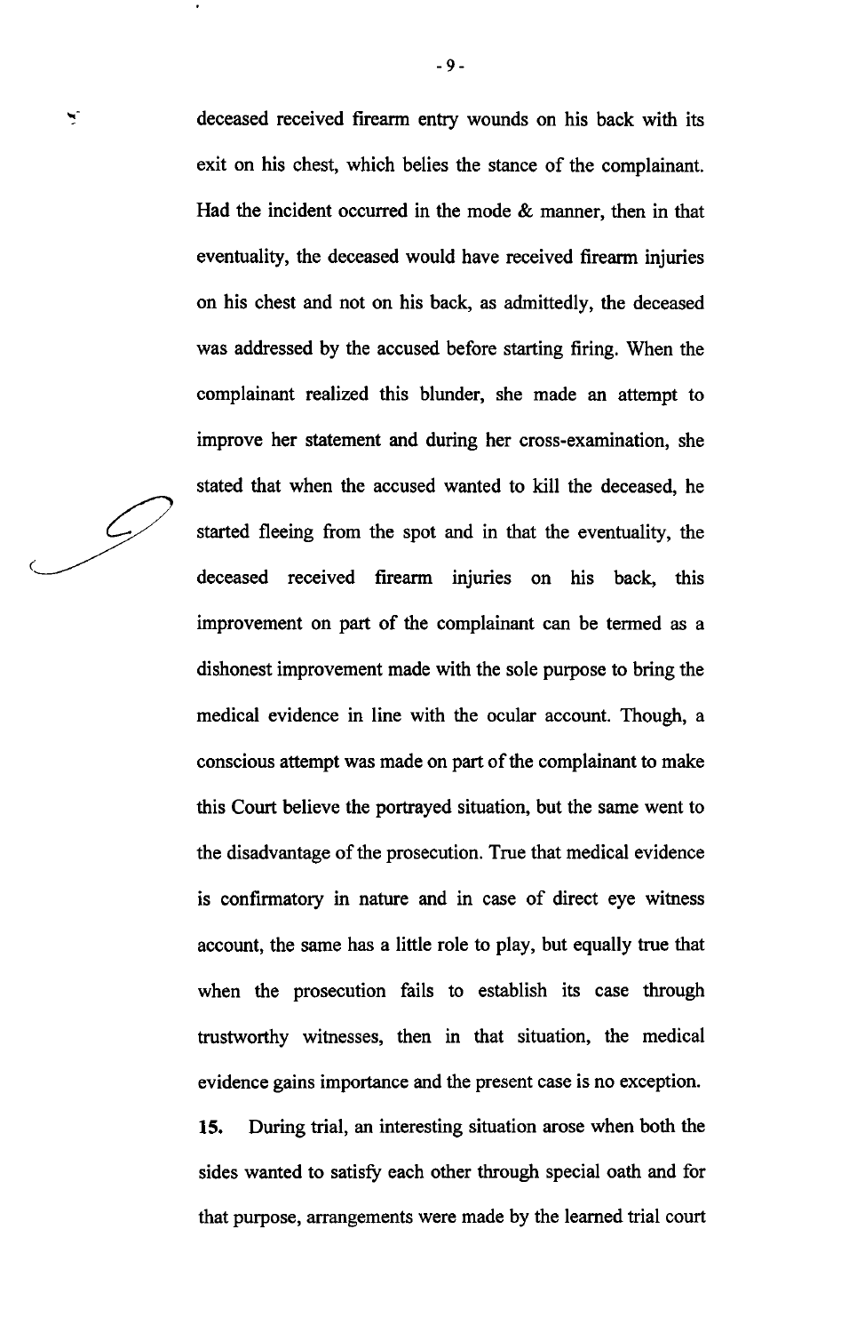deceased received firearm entry wounds on his back with its exit on his chest, which belies the stance of the complainant. Had the incident occurred in the mode & manner, then in that eventuality, the deceased would have received firearm injuries on his chest and not on his back, as admittedly, the deceased was addressed by the accused before starting firing. When the complainant realized this blunder, she made an attempt to improve her statement and during her cross-examination, she stated that when the accused wanted to kill the deceased, he started fleeing from the spot and in that the eventuality, the deceased received firearm injuries on his back, this improvement on part of the complainant can be termed as a dishonest improvement made with the sole purpose to bring the medical evidence in line with the ocular account. Though, a conscious attempt was made on part of the complainant to make this Court believe the portrayed situation, but the same went to the disadvantage of the prosecution. True that medical evidence is confirmatory in nature and in case of direct eye witness account, the same has a little role to play, but equally true that when the prosecution fails to establish its case through trustworthy witnesses, then in that situation, the medical evidence gains importance and the present case is no exception.

**15.** During trial, an interesting situation arose when both the sides wanted to satisfy each other through special oath and for that purpose, arrangements were made by the learned trial court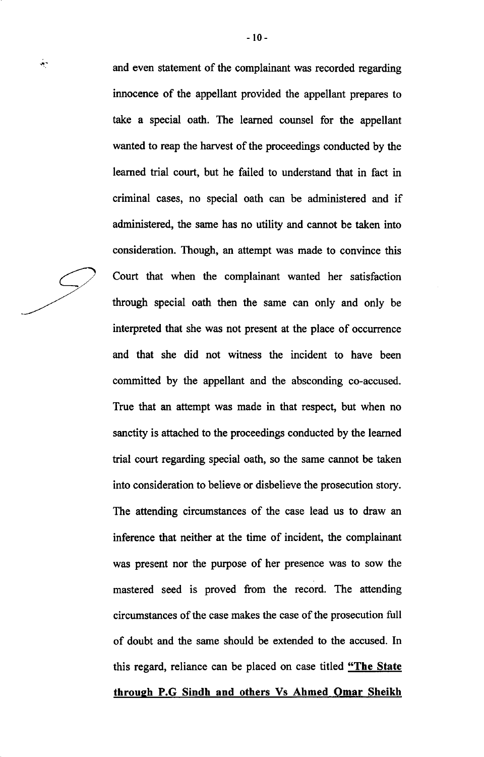and even statement of the complainant was recorded regarding innocence of the appellant provided the appellant prepares to take a special oath. The learned counsel for the appellant wanted to reap the harvest of the proceedings conducted by the learned trial court, but he failed to understand that in fact in criminal cases, no special oath can be administered and if administered, the same has no utility and cannot be taken into consideration. Though, an attempt was made to convince this Court that when the complainant wanted her satisfaction through special oath then the same can only and only be interpreted that she was not present at the place of occurrence and that she did not witness the incident to have been committed by the appellant and the absconding co-accused. True that an attempt was made in that respect, but when no sanctity is attached to the proceedings conducted by the learned trial court regarding special oath, so the same cannot be taken into consideration to believe or disbelieve the prosecution story. The attending circumstances of the case lead us to draw an inference that neither at the time of incident, the complainant was present nor the purpose of her presence was to sow the mastered seed is proved from the record. The attending circumstances of the case makes the case of the prosecution full of doubt and the same should be extended to the accused. In this regard, reliance can be placed on case titled **"The State through P.G Sindh and others Vs Ahmed Omar Sheikh**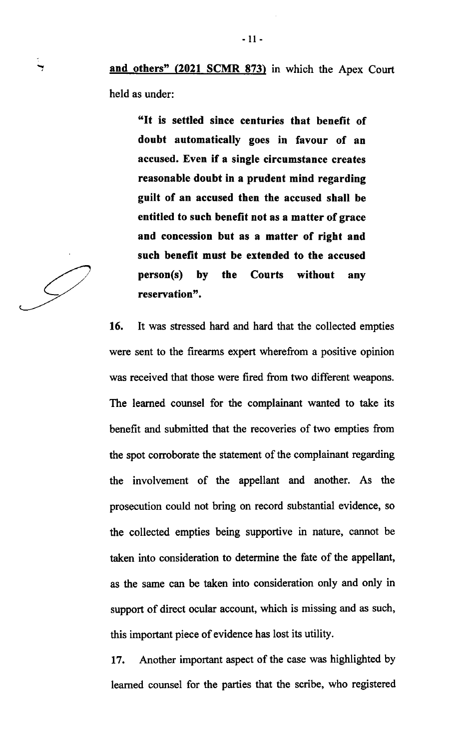**and others" (2021 SCMR 873)** in which the Apex Court held as under:

> **"It is settled since centuries that benefit of doubt automatically goes in favour of an accused. Even if a single circumstance creates reasonable doubt in a prudent mind regarding guilt of an accused then the accused shall be entitled to such benefit not as a matter of grace and concession but as a matter of right and such benefit must be extended to the accused person(s) by the Courts without any reservation".**

**16.** It was stressed hard and hard that the collected empties were sent to the firearms expert wherefrom a positive opinion was received that those were fired from two different weapons. The learned counsel for the complainant wanted to take its benefit and submitted that the recoveries of two empties from the spot corroborate the statement of the complainant regarding the involvement of the appellant and another. As the prosecution could not bring on record substantial evidence, so the collected empties being supportive in nature, cannot be taken into consideration to determine the fate of the appellant, as the same can be taken into consideration only and only in support of direct ocular account, which is missing and as such, this important piece of evidence has lost its utility.

**17.** Another important aspect of the case was highlighted by learned counsel for the parties that the scribe, who registered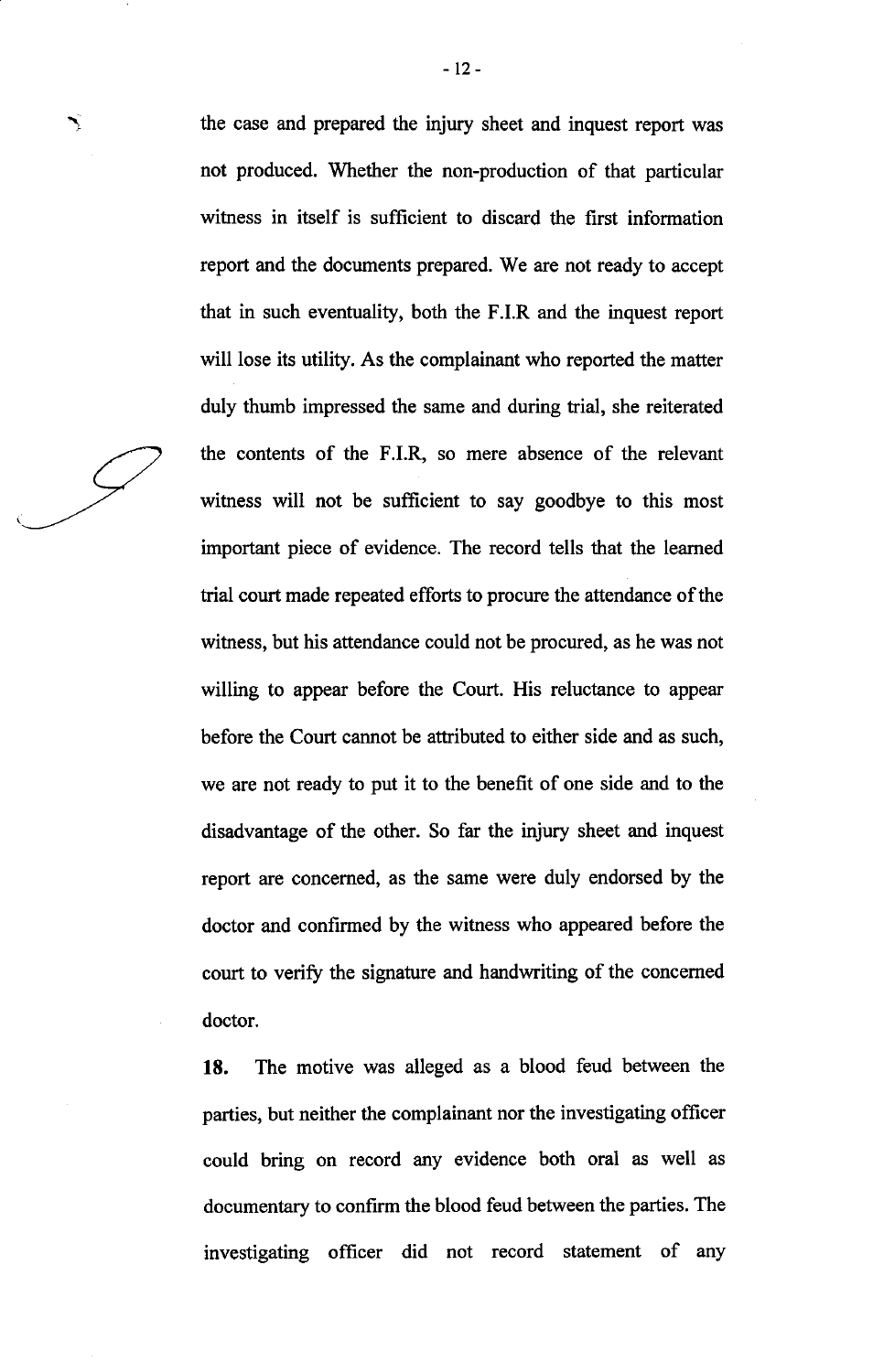the case and prepared the injury sheet and inquest report was not produced. Whether the non-production of that particular witness in itself is sufficient to discard the first information report and the documents prepared. We are not ready to accept that in such eventuality, both the F.I.R and the inquest report will lose its utility. As the complainant who reported the matter duly thumb impressed the same and during trial, she reiterated the contents of the F.I.R, so mere absence of the relevant witness will not be sufficient to say goodbye to this most important piece of evidence. The record tells that the learned trial court made repeated efforts to procure the attendance of the witness, but his attendance could not be procured, as he was not willing to appear before the Court. His reluctance to appear before the Court cannot be attributed to either side and as such, we are not ready to put it to the benefit of one side and to the disadvantage of the other. So far the injury sheet and inquest report are concerned, as the same were duly endorsed by the doctor and confirmed by the witness who appeared before the court to verify the signature and handwriting of the concerned doctor.

**18.** The motive was alleged as a blood feud between the parties, but neither the complainant nor the investigating officer could bring on record any evidence both oral as well as documentary to confirm the blood feud between the parties. The investigating officer did not record statement of any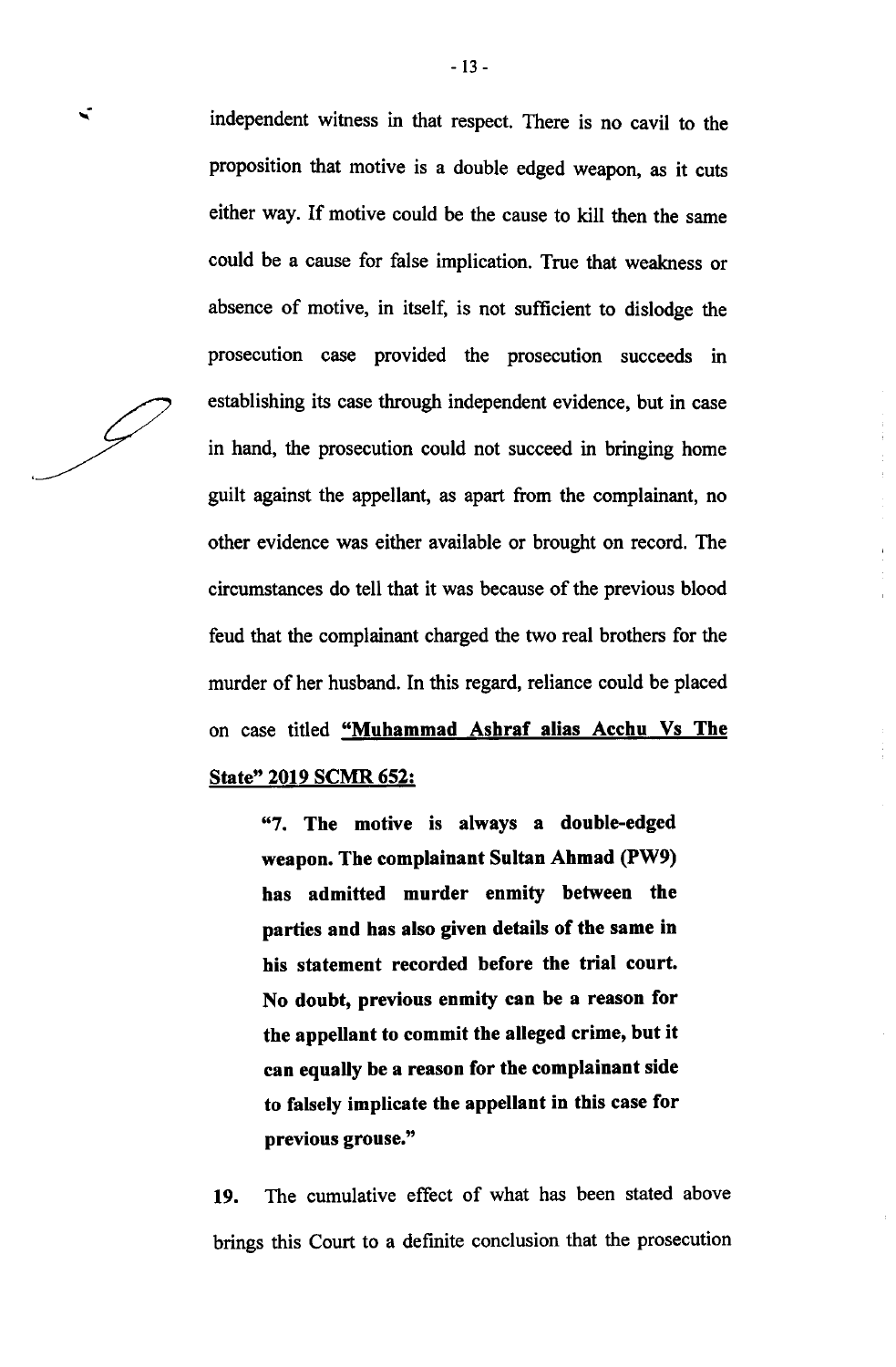independent witness in that respect. There is no cavil to the proposition that motive is a double edged weapon, as it cuts either way. If motive could be the cause to kill then the same could be a cause for false implication. True that weakness or absence of motive, in itself, is not sufficient to dislodge the prosecution case provided the prosecution succeeds in establishing its case through independent evidence, but in case in hand, the prosecution could not succeed in bringing home guilt against the appellant, as apart from the complainant, no other evidence was either available or brought on record. The circumstances do tell that it was because of the previous blood feud that the complainant charged the two real brothers for the murder of her husband. In this regard, reliance could be placed on case titled **"Muhammad Ashraf alias Acchu Vs The State" 2019 SCMR 652:**

> **"7. The motive is always a double-edged weapon. The complainant Sultan Ahmad (PW9) has admitted murder enmity between the parties and has also given details of the same in his statement recorded before the trial court. No doubt, previous enmity can be a reason for the appellant to commit the alleged crime, but it can equally be a reason for the complainant side to falsely implicate the appellant in this case for previous grouse."**

**19.** The cumulative effect of what has been stated above brings this Court to a definite conclusion that the prosecution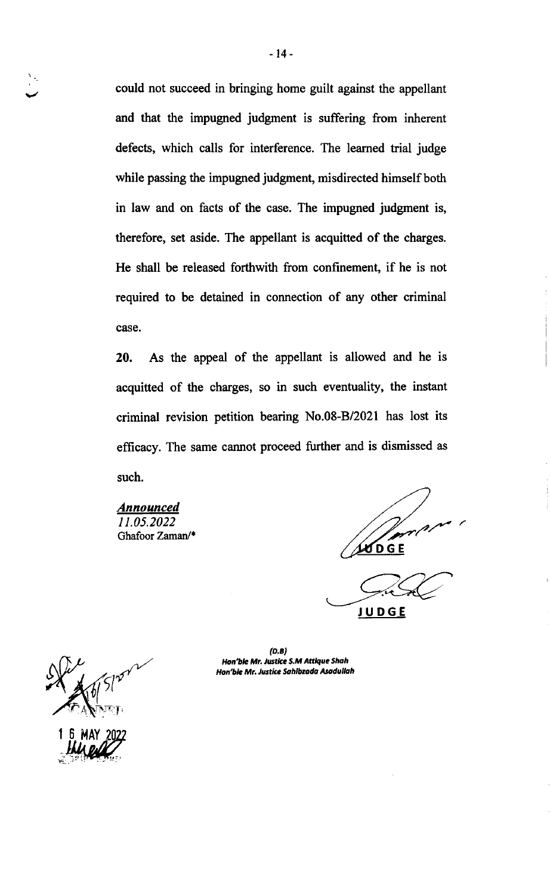could not succeed in bringing home guilt against the appellant and that the impugned judgment is suffering from inherent defects, which calls for interference. The learned trial judge while passing the impugned judgment, misdirected himself both in law and on facts of the case. The impugned judgment is, therefore, set aside. The appellant is acquitted of the charges. He shall be released forthwith from confinement, if he is not required to be detained in connection of any other criminal case.

**20.** As the appeal of the appellant is allowed and he is acquitted of the charges, so in such eventuality, the instant criminal revision petition bearing No.08-B/2021 has lost its efficacy. The same cannot proceed further and is dismissed as such.

***Announced***
*11.05.2022*
Ghafoor Zaman/*

**JUDGE**

**JUDGE**

***(D.B)***
***Hon'ble Mr. Justice S.M Attique Shah***
***Hon'ble Mr. Justice Sahibzada Asadullah***

16 MAY 2022